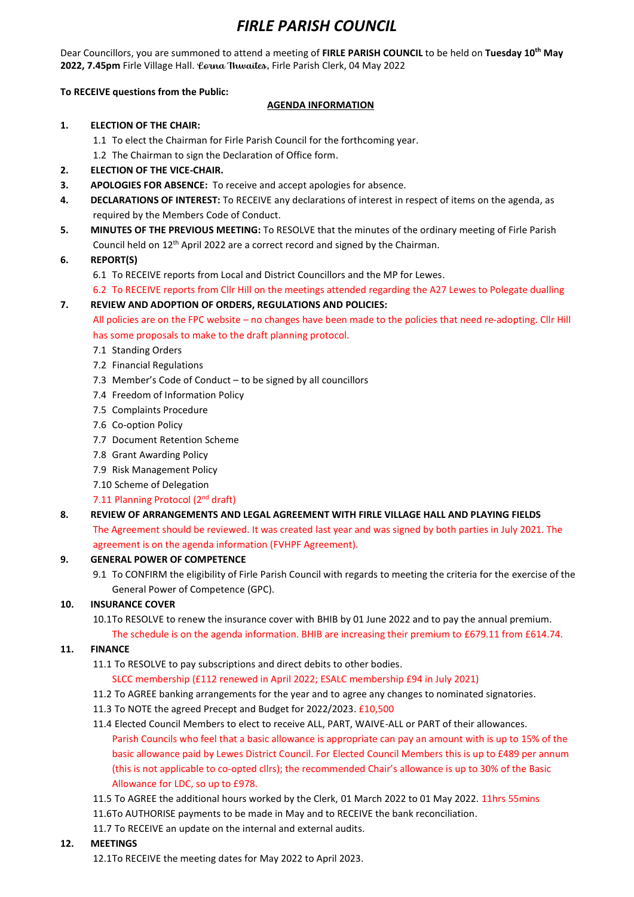# *FIRLE PARISH COUNCIL*

Dear Councillors, you are summoned to attend a meeting of **FIRLE PARISH COUNCIL** to be held on **Tuesday 10th May 2022, 7.45pm** Firle Village Hall. *Lorna Thwaites*, Firle Parish Clerk, 04 May 2022

**To RECEIVE questions from the Public:**

**AGENDA INFORMATION**

1. **ELECTION OF THE CHAIR:**
   - 1.1 To elect the Chairman for Firle Parish Council for the forthcoming year.
   - 1.2 The Chairman to sign the Declaration of Office form.
2. **ELECTION OF THE VICE-CHAIR.**
3. **APOLOGIES FOR ABSENCE:** To receive and accept apologies for absence.
4. **DECLARATIONS OF INTEREST:** To RECEIVE any declarations of interest in respect of items on the agenda, as required by the Members Code of Conduct.
5. **MINUTES OF THE PREVIOUS MEETING:** To RESOLVE that the minutes of the ordinary meeting of Firle Parish Council held on 12th April 2022 are a correct record and signed by the Chairman.
6. **REPORT(S)**
   - 6.1 To RECEIVE reports from Local and District Councillors and the MP for Lewes.
   - 6.2 To RECEIVE reports from Cllr Hill on the meetings attended regarding the A27 Lewes to Polegate dualling
7. **REVIEW AND ADOPTION OF ORDERS, REGULATIONS AND POLICIES:**

   All policies are on the FPC website – no changes have been made to the policies that need re-adopting. Cllr Hill has some proposals to make to the draft planning protocol.
   - 7.1 Standing Orders
   - 7.2 Financial Regulations
   - 7.3 Member's Code of Conduct – to be signed by all councillors
   - 7.4 Freedom of Information Policy
   - 7.5 Complaints Procedure
   - 7.6 Co-option Policy
   - 7.7 Document Retention Scheme
   - 7.8 Grant Awarding Policy
   - 7.9 Risk Management Policy
   - 7.10 Scheme of Delegation
   - 7.11 Planning Protocol (2nd draft)
8. **REVIEW OF ARRANGEMENTS AND LEGAL AGREEMENT WITH FIRLE VILLAGE HALL AND PLAYING FIELDS**

   The Agreement should be reviewed. It was created last year and was signed by both parties in July 2021. The agreement is on the agenda information (FVHPF Agreement).
9. **GENERAL POWER OF COMPETENCE**
   - 9.1 To CONFIRM the eligibility of Firle Parish Council with regards to meeting the criteria for the exercise of the General Power of Competence (GPC).
10. **INSURANCE COVER**
    - 10.1 To RESOLVE to renew the insurance cover with BHIB by 01 June 2022 and to pay the annual premium. The schedule is on the agenda information. BHIB are increasing their premium to £679.11 from £614.74.
11. **FINANCE**
    - 11.1 To RESOLVE to pay subscriptions and direct debits to other bodies. SLCC membership (£112 renewed in April 2022; ESALC membership £94 in July 2021)
    - 11.2 To AGREE banking arrangements for the year and to agree any changes to nominated signatories.
    - 11.3 To NOTE the agreed Precept and Budget for 2022/2023. £10,500
    - 11.4 Elected Council Members to elect to receive ALL, PART, WAIVE-ALL or PART of their allowances. Parish Councils who feel that a basic allowance is appropriate can pay an amount with is up to 15% of the basic allowance paid by Lewes District Council. For Elected Council Members this is up to £489 per annum (this is not applicable to co-opted cllrs); the recommended Chair's allowance is up to 30% of the Basic Allowance for LDC, so up to £978.
    - 11.5 To AGREE the additional hours worked by the Clerk, 01 March 2022 to 01 May 2022. 11hrs 55mins
    - 11.6 To AUTHORISE payments to be made in May and to RECEIVE the bank reconciliation.
    - 11.7 To RECEIVE an update on the internal and external audits.
12. **MEETINGS**
    - 12.1 To RECEIVE the meeting dates for May 2022 to April 2023.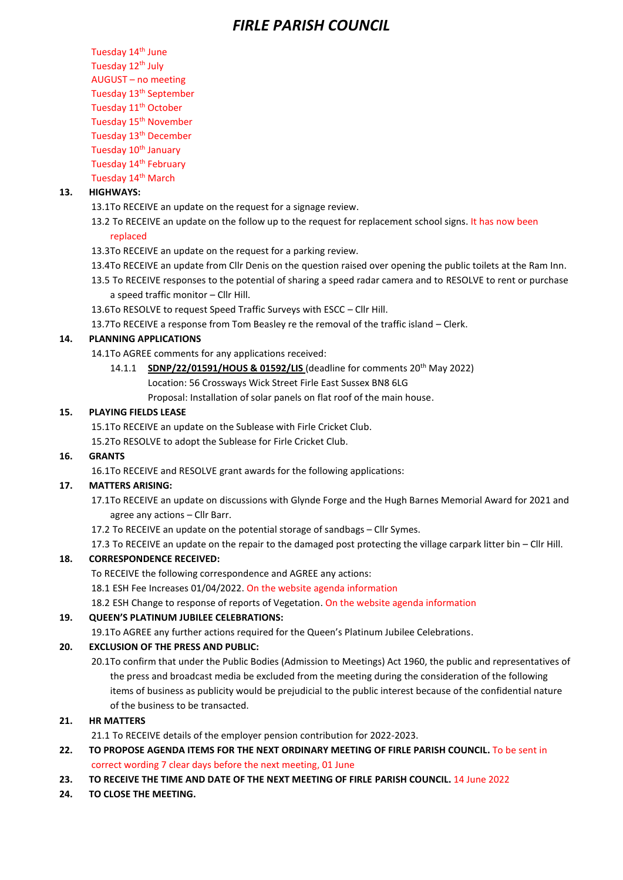# FIRLE PARISH COUNCIL

Tuesday 14th June
Tuesday 12th July
AUGUST – no meeting
Tuesday 13th September
Tuesday 11th October
Tuesday 15th November
Tuesday 13th December
Tuesday 10th January
Tuesday 14th February
Tuesday 14th March

**13. HIGHWAYS:**

13.1To RECEIVE an update on the request for a signage review.

13.2 To RECEIVE an update on the follow up to the request for replacement school signs. It has now been replaced

13.3To RECEIVE an update on the request for a parking review.

13.4To RECEIVE an update from Cllr Denis on the question raised over opening the public toilets at the Ram Inn.

13.5 To RECEIVE responses to the potential of sharing a speed radar camera and to RESOLVE to rent or purchase a speed traffic monitor – Cllr Hill.

13.6To RESOLVE to request Speed Traffic Surveys with ESCC – Cllr Hill.

13.7To RECEIVE a response from Tom Beasley re the removal of the traffic island – Clerk.

**14. PLANNING APPLICATIONS**

14.1To AGREE comments for any applications received:

14.1.1 **SDNP/22/01591/HOUS & 01592/LIS** (deadline for comments 20th May 2022)
Location: 56 Crossways Wick Street Firle East Sussex BN8 6LG
Proposal: Installation of solar panels on flat roof of the main house.

**15. PLAYING FIELDS LEASE**

15.1To RECEIVE an update on the Sublease with Firle Cricket Club.

15.2To RESOLVE to adopt the Sublease for Firle Cricket Club.

**16. GRANTS**

16.1To RECEIVE and RESOLVE grant awards for the following applications:

**17. MATTERS ARISING:**

17.1To RECEIVE an update on discussions with Glynde Forge and the Hugh Barnes Memorial Award for 2021 and agree any actions – Cllr Barr.

17.2 To RECEIVE an update on the potential storage of sandbags – Cllr Symes.

17.3 To RECEIVE an update on the repair to the damaged post protecting the village carpark litter bin – Cllr Hill.

**18. CORRESPONDENCE RECEIVED:**

To RECEIVE the following correspondence and AGREE any actions:

18.1 ESH Fee Increases 01/04/2022. On the website agenda information

18.2 ESH Change to response of reports of Vegetation. On the website agenda information

**19. QUEEN'S PLATINUM JUBILEE CELEBRATIONS:**

19.1To AGREE any further actions required for the Queen's Platinum Jubilee Celebrations.

**20. EXCLUSION OF THE PRESS AND PUBLIC:**

20.1To confirm that under the Public Bodies (Admission to Meetings) Act 1960, the public and representatives of the press and broadcast media be excluded from the meeting during the consideration of the following items of business as publicity would be prejudicial to the public interest because of the confidential nature of the business to be transacted.

**21. HR MATTERS**

21.1 To RECEIVE details of the employer pension contribution for 2022-2023.

**22. TO PROPOSE AGENDA ITEMS FOR THE NEXT ORDINARY MEETING OF FIRLE PARISH COUNCIL.** To be sent in correct wording 7 clear days before the next meeting, 01 June

**23. TO RECEIVE THE TIME AND DATE OF THE NEXT MEETING OF FIRLE PARISH COUNCIL.** 14 June 2022

**24. TO CLOSE THE MEETING.**